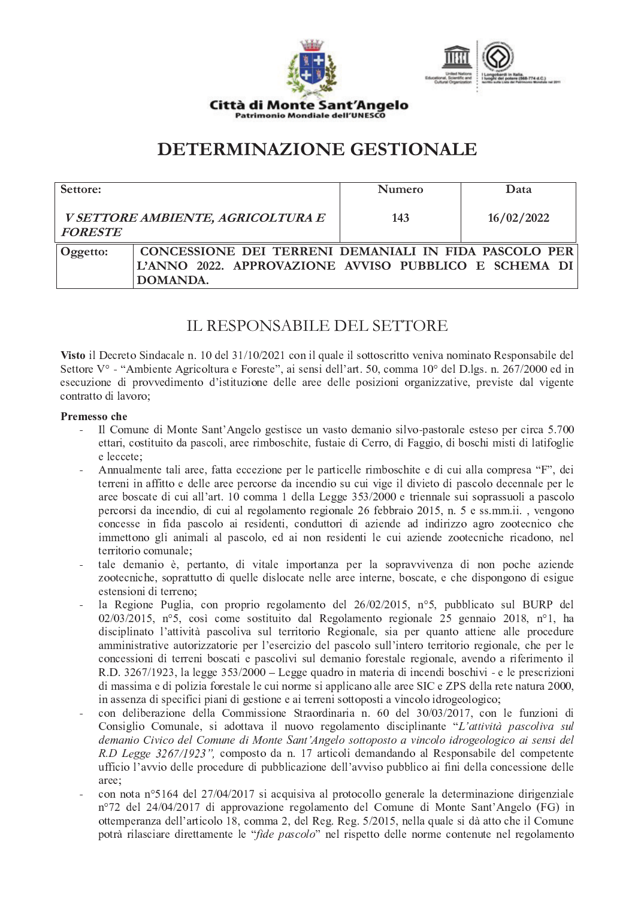**Città di Monte Sant'Angelo**
Patrimonio Mondiale dell'UNESCO

# DETERMINAZIONE GESTIONALE

| Settore: | | Numero | Data |
|---|---|---|---|
| *V SETTORE AMBIENTE, AGRICOLTURA E FORESTE* | | 143 | 16/02/2022 |
| Oggetto: | CONCESSIONE DEI TERRENI DEMANIALI IN FIDA PASCOLO PER L'ANNO 2022. APPROVAZIONE AVVISO PUBBLICO E SCHEMA DI DOMANDA. | | |

## IL RESPONSABILE DEL SETTORE

**Visto** il Decreto Sindacale n. 10 del 31/10/2021 con il quale il sottoscritto veniva nominato Responsabile del Settore V° - "Ambiente Agricoltura e Foreste", ai sensi dell'art. 50, comma 10° del D.lgs. n. 267/2000 ed in esecuzione di provvedimento d'istituzione delle aree delle posizioni organizzative, previste dal vigente contratto di lavoro;

**Premesso che**

- Il Comune di Monte Sant'Angelo gestisce un vasto demanio silvo-pastorale esteso per circa 5.700 ettari, costituito da pascoli, aree rimboschite, fustaie di Cerro, di Faggio, di boschi misti di latifoglie e leccete;
- Annualmente tali aree, fatta eccezione per le particelle rimboschite e di cui alla compresa "F", dei terreni in affitto e delle aree percorse da incendio su cui vige il divieto di pascolo decennale per le aree boscate di cui all'art. 10 comma 1 della Legge 353/2000 e triennale sui soprassuoli a pascolo percorsi da incendio, di cui al regolamento regionale 26 febbraio 2015, n. 5 e ss.mm.ii. , vengono concesse in fida pascolo ai residenti, conduttori di aziende ad indirizzo agro zootecnico che immettono gli animali al pascolo, ed ai non residenti le cui aziende zootecniche ricadono, nel territorio comunale;
- tale demanio è, pertanto, di vitale importanza per la sopravvivenza di non poche aziende zootecniche, soprattutto di quelle dislocate nelle aree interne, boscate, e che dispongono di esigue estensioni di terreno;
- la Regione Puglia, con proprio regolamento del 26/02/2015, n°5, pubblicato sul BURP del 02/03/2015, n°5, così come sostituito dal Regolamento regionale 25 gennaio 2018, n°1, ha disciplinato l'attività pascoliva sul territorio Regionale, sia per quanto attiene alle procedure amministrative autorizzatorie per l'esercizio del pascolo sull'intero territorio regionale, che per le concessioni di terreni boscati e pascolivi sul demanio forestale regionale, avendo a riferimento il R.D. 3267/1923, la legge 353/2000 – Legge quadro in materia di incendi boschivi - e le prescrizioni di massima e di polizia forestale le cui norme si applicano alle aree SIC e ZPS della rete natura 2000, in assenza di specifici piani di gestione e ai terreni sottoposti a vincolo idrogeologico;
- con deliberazione della Commissione Straordinaria n. 60 del 30/03/2017, con le funzioni di Consiglio Comunale, si adottava il nuovo regolamento disciplinante "*L'attività pascoliva sul demanio Civico del Comune di Monte Sant'Angelo sottoposto a vincolo idrogeologico ai sensi del R.D Legge 3267/1923",* composto da n. 17 articoli demandando al Responsabile del competente ufficio l'avvio delle procedure di pubblicazione dell'avviso pubblico ai fini della concessione delle aree;
- con nota n°5164 del 27/04/2017 si acquisiva al protocollo generale la determinazione dirigenziale n°72 del 24/04/2017 di approvazione regolamento del Comune di Monte Sant'Angelo (FG) in ottemperanza dell'articolo 18, comma 2, del Reg. Reg. 5/2015, nella quale si dà atto che il Comune potrà rilasciare direttamente le "*fide pascolo*" nel rispetto delle norme contenute nel regolamento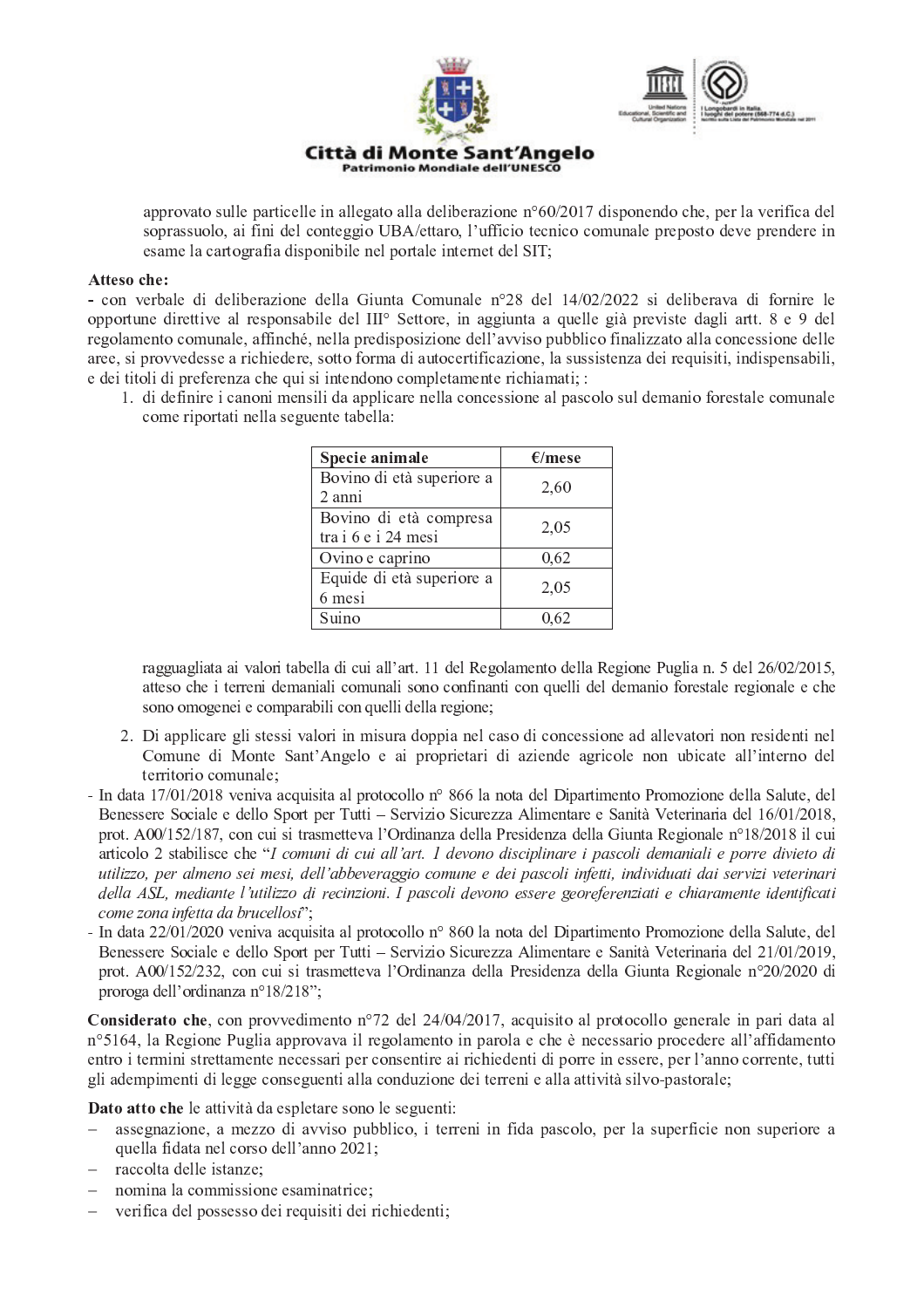approvato sulle particelle in allegato alla deliberazione n°60/2017 disponendo che, per la verifica del soprassuolo, ai fini del conteggio UBA/ettaro, l'ufficio tecnico comunale preposto deve prendere in esame la cartografia disponibile nel portale internet del SIT;

**Atteso che:**

**-** con verbale di deliberazione della Giunta Comunale n°28 del 14/02/2022 si deliberava di fornire le opportune direttive al responsabile del III° Settore, in aggiunta a quelle già previste dagli artt. 8 e 9 del regolamento comunale, affinché, nella predisposizione dell'avviso pubblico finalizzato alla concessione delle aree, si provvedesse a richiedere, sotto forma di autocertificazione, la sussistenza dei requisiti, indispensabili, e dei titoli di preferenza che qui si intendono completamente richiamati; :

1. di definire i canoni mensili da applicare nella concessione al pascolo sul demanio forestale comunale come riportati nella seguente tabella:

| Specie animale | €/mese |
|---|---|
| Bovino di età superiore a 2 anni | 2,60 |
| Bovino di età compresa tra i 6 e i 24 mesi | 2,05 |
| Ovino e caprino | 0,62 |
| Equide di età superiore a 6 mesi | 2,05 |
| Suino | 0,62 |

ragguagliata ai valori tabella di cui all'art. 11 del Regolamento della Regione Puglia n. 5 del 26/02/2015, atteso che i terreni demaniali comunali sono confinanti con quelli del demanio forestale regionale e che sono omogenei e comparabili con quelli della regione;

2. Di applicare gli stessi valori in misura doppia nel caso di concessione ad allevatori non residenti nel Comune di Monte Sant'Angelo e ai proprietari di aziende agricole non ubicate all'interno del territorio comunale;

- In data 17/01/2018 veniva acquisita al protocollo n° 866 la nota del Dipartimento Promozione della Salute, del Benessere Sociale e dello Sport per Tutti – Servizio Sicurezza Alimentare e Sanità Veterinaria del 16/01/2018, prot. A00/152/187, con cui si trasmetteva l'Ordinanza della Presidenza della Giunta Regionale n°18/2018 il cui articolo 2 stabilisce che "*I comuni di cui all'art. 1 devono disciplinare i pascoli demaniali e porre divieto di utilizzo, per almeno sei mesi, dell'abbeveraggio comune e dei pascoli infetti, individuati dai servizi veterinari della ASL, mediante l'utilizzo di recinzioni. I pascoli devono essere georeferenziati e chiaramente identificati come zona infetta da brucellosi*";
- In data 22/01/2020 veniva acquisita al protocollo n° 860 la nota del Dipartimento Promozione della Salute, del Benessere Sociale e dello Sport per Tutti – Servizio Sicurezza Alimentare e Sanità Veterinaria del 21/01/2019, prot. A00/152/232, con cui si trasmetteva l'Ordinanza della Presidenza della Giunta Regionale n°20/2020 di proroga dell'ordinanza n°18/218";

**Considerato che**, con provvedimento n°72 del 24/04/2017, acquisito al protocollo generale in pari data al n°5164, la Regione Puglia approvava il regolamento in parola e che è necessario procedere all'affidamento entro i termini strettamente necessari per consentire ai richiedenti di porre in essere, per l'anno corrente, tutti gli adempimenti di legge conseguenti alla conduzione dei terreni e alla attività silvo-pastorale;

**Dato atto che** le attività da espletare sono le seguenti:

- assegnazione, a mezzo di avviso pubblico, i terreni in fida pascolo, per la superficie non superiore a quella fidata nel corso dell'anno 2021;
- raccolta delle istanze;
- nomina la commissione esaminatrice;
- verifica del possesso dei requisiti dei richiedenti;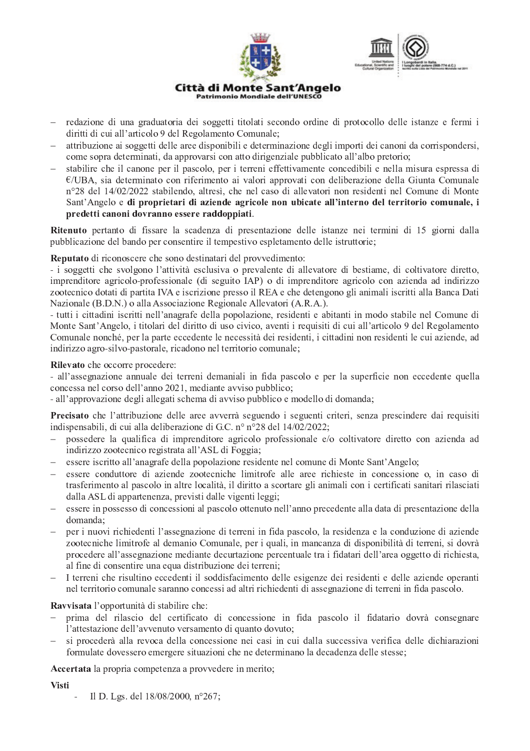- redazione di una graduatoria dei soggetti titolati secondo ordine di protocollo delle istanze e fermi i diritti di cui all'articolo 9 del Regolamento Comunale;
- attribuzione ai soggetti delle aree disponibili e determinazione degli importi dei canoni da corrispondersi, come sopra determinati, da approvarsi con atto dirigenziale pubblicato all'albo pretorio;
- stabilire che il canone per il pascolo, per i terreni effettivamente concedibili e nella misura espressa di €/UBA, sia determinato con riferimento ai valori approvati con deliberazione della Giunta Comunale n°28 del 14/02/2022 stabilendo, altresì, che nel caso di allevatori non residenti nel Comune di Monte Sant'Angelo e **di proprietari di aziende agricole non ubicate all'interno del territorio comunale, i predetti canoni dovranno essere raddoppiati**.

**Ritenuto** pertanto di fissare la scadenza di presentazione delle istanze nei termini di 15 giorni dalla pubblicazione del bando per consentire il tempestivo espletamento delle istruttorie;

**Reputato** di riconoscere che sono destinatari del provvedimento:
- i soggetti che svolgono l'attività esclusiva o prevalente di allevatore di bestiame, di coltivatore diretto, imprenditore agricolo-professionale (di seguito IAP) o di imprenditore agricolo con azienda ad indirizzo zootecnico dotati di partita IVA e iscrizione presso il REA e che detengono gli animali iscritti alla Banca Dati Nazionale (B.D.N.) o alla Associazione Regionale Allevatori (A.R.A.).
- tutti i cittadini iscritti nell'anagrafe della popolazione, residenti e abitanti in modo stabile nel Comune di Monte Sant'Angelo, i titolari del diritto di uso civico, aventi i requisiti di cui all'articolo 9 del Regolamento Comunale nonché, per la parte eccedente le necessità dei residenti, i cittadini non residenti le cui aziende, ad indirizzo agro-silvo-pastorale, ricadono nel territorio comunale;

**Rilevato** che occorre procedere:
- all'assegnazione annuale dei terreni demaniali in fida pascolo e per la superficie non eccedente quella concessa nel corso dell'anno 2021, mediante avviso pubblico;
- all'approvazione degli allegati schema di avviso pubblico e modello di domanda;

**Precisato** che l'attribuzione delle aree avverrà seguendo i seguenti criteri, senza prescindere dai requisiti indispensabili, di cui alla deliberazione di G.C. n° n°28 del 14/02/2022;
- possedere la qualifica di imprenditore agricolo professionale e/o coltivatore diretto con azienda ad indirizzo zootecnico registrata all'ASL di Foggia;
- essere iscritto all'anagrafe della popolazione residente nel comune di Monte Sant'Angelo;
- essere conduttore di aziende zootecniche limitrofe alle aree richieste in concessione o, in caso di trasferimento al pascolo in altre località, il diritto a scortare gli animali con i certificati sanitari rilasciati dalla ASL di appartenenza, previsti dalle vigenti leggi;
- essere in possesso di concessioni al pascolo ottenuto nell'anno precedente alla data di presentazione della domanda;
- per i nuovi richiedenti l'assegnazione di terreni in fida pascolo, la residenza e la conduzione di aziende zootecniche limitrofe al demanio Comunale, per i quali, in mancanza di disponibilità di terreni, si dovrà procedere all'assegnazione mediante decurtazione percentuale tra i fidatari dell'area oggetto di richiesta, al fine di consentire una equa distribuzione dei terreni;
- I terreni che risultino eccedenti il soddisfacimento delle esigenze dei residenti e delle aziende operanti nel territorio comunale saranno concessi ad altri richiedenti di assegnazione di terreni in fida pascolo.

**Ravvisata** l'opportunità di stabilire che:
- prima del rilascio del certificato di concessione in fida pascolo il fidatario dovrà consegnare l'attestazione dell'avvenuto versamento di quanto dovuto;
- si procederà alla revoca della concessione nei casi in cui dalla successiva verifica delle dichiarazioni formulate dovessero emergere situazioni che ne determinano la decadenza delle stesse;

**Accertata** la propria competenza a provvedere in merito;

**Visti**
- Il D. Lgs. del 18/08/2000, n°267;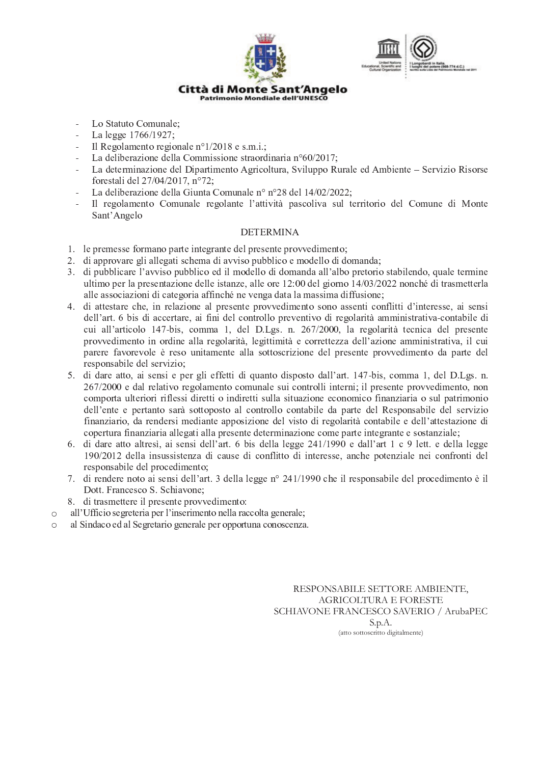Città di Monte Sant'Angelo
Patrimonio Mondiale dell'UNESCO

- Lo Statuto Comunale;
- La legge 1766/1927;
- Il Regolamento regionale n°1/2018 e s.m.i.;
- La deliberazione della Commissione straordinaria n°60/2017;
- La determinazione del Dipartimento Agricoltura, Sviluppo Rurale ed Ambiente – Servizio Risorse forestali del 27/04/2017, n°72;
- La deliberazione della Giunta Comunale n° n°28 del 14/02/2022;
- Il regolamento Comunale regolante l'attività pascoliva sul territorio del Comune di Monte Sant'Angelo

DETERMINA

1. le premesse formano parte integrante del presente provvedimento;
2. di approvare gli allegati schema di avviso pubblico e modello di domanda;
3. di pubblicare l'avviso pubblico ed il modello di domanda all'albo pretorio stabilendo, quale termine ultimo per la presentazione delle istanze, alle ore 12:00 del giorno 14/03/2022 nonché di trasmetterla alle associazioni di categoria affinché ne venga data la massima diffusione;
4. di attestare che, in relazione al presente provvedimento sono assenti conflitti d'interesse, ai sensi dell'art. 6 bis di accertare, ai fini del controllo preventivo di regolarità amministrativa-contabile di cui all'articolo 147-bis, comma 1, del D.Lgs. n. 267/2000, la regolarità tecnica del presente provvedimento in ordine alla regolarità, legittimità e correttezza dell'azione amministrativa, il cui parere favorevole è reso unitamente alla sottoscrizione del presente provvedimento da parte del responsabile del servizio;
5. di dare atto, ai sensi e per gli effetti di quanto disposto dall'art. 147-bis, comma 1, del D.Lgs. n. 267/2000 e dal relativo regolamento comunale sui controlli interni; il presente provvedimento, non comporta ulteriori riflessi diretti o indiretti sulla situazione economico finanziaria o sul patrimonio dell'ente e pertanto sarà sottoposto al controllo contabile da parte del Responsabile del servizio finanziario, da rendersi mediante apposizione del visto di regolarità contabile e dell'attestazione di copertura finanziaria allegati alla presente determinazione come parte integrante e sostanziale;
6. di dare atto altresì, ai sensi dell'art. 6 bis della legge 241/1990 e dall'art 1 c 9 lett. e della legge 190/2012 della insussistenza di cause di conflitto di interesse, anche potenziale nei confronti del responsabile del procedimento;
7. di rendere noto ai sensi dell'art. 3 della legge n° 241/1990 che il responsabile del procedimento è il Dott. Francesco S. Schiavone;
8. di trasmettere il presente provvedimento:

- all'Ufficio segreteria per l'inserimento nella raccolta generale;
- al Sindaco ed al Segretario generale per opportuna conoscenza.

RESPONSABILE SETTORE AMBIENTE,
AGRICOLTURA E FORESTE
SCHIAVONE FRANCESCO SAVERIO / ArubaPEC S.p.A.
(atto sottoscritto digitalmente)